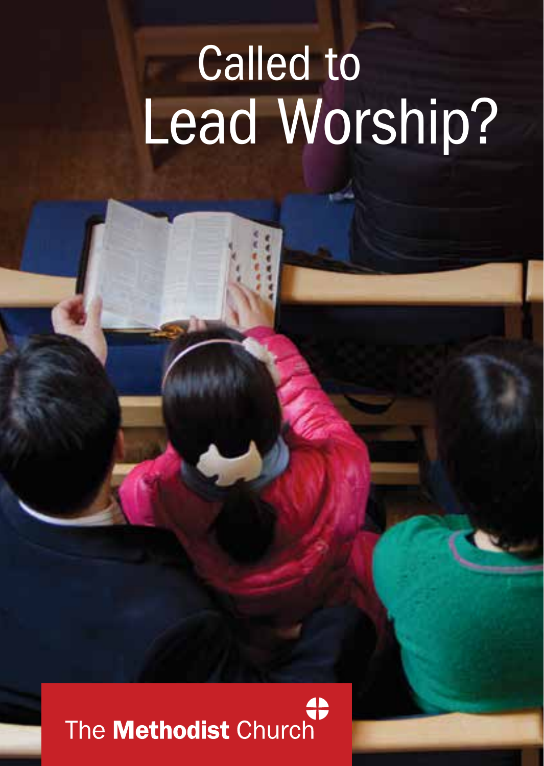# Called to Lead Worship?

The **Methodist** Church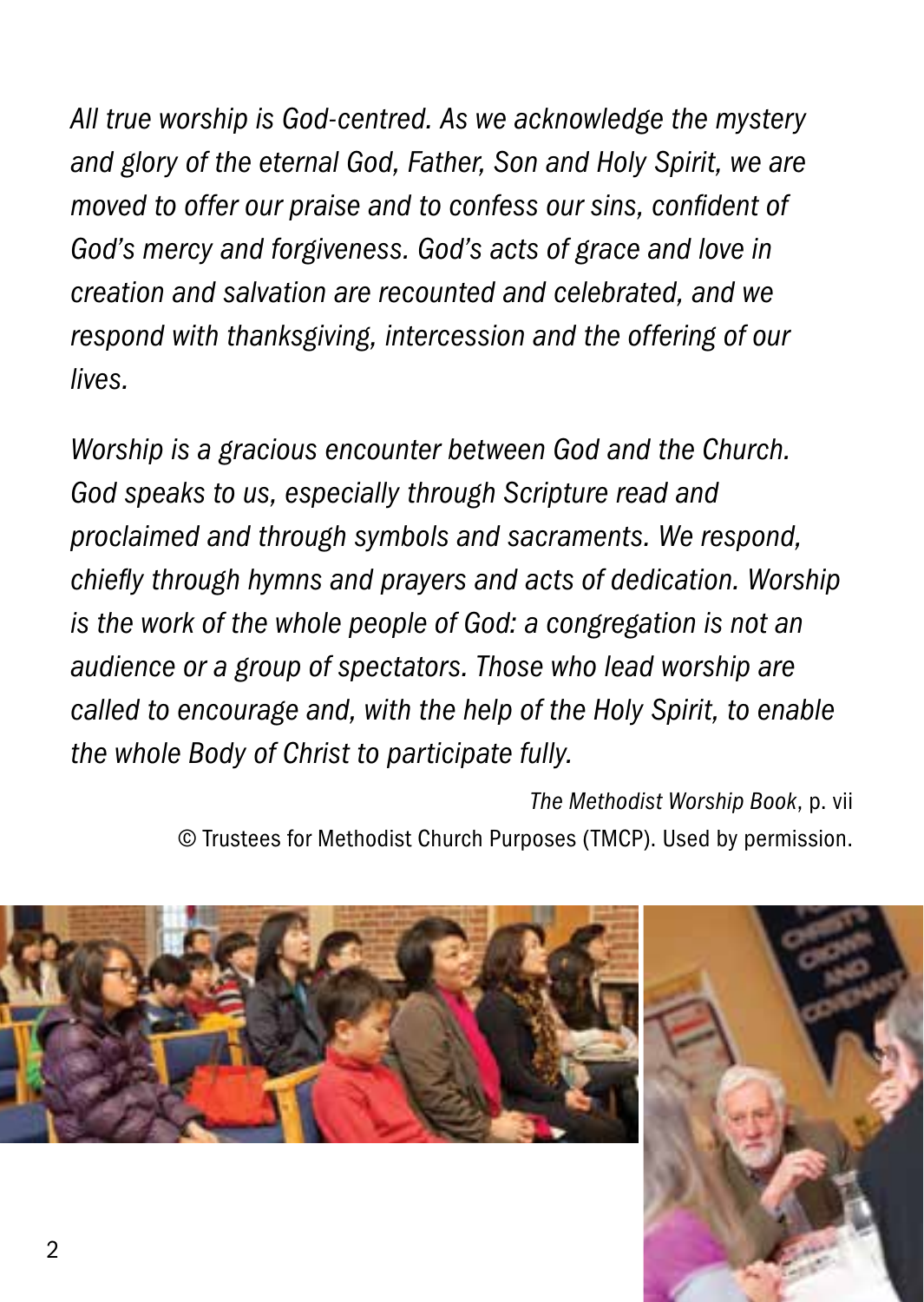*All true worship is God-centred. As we acknowledge the mystery and glory of the eternal God, Father, Son and Holy Spirit, we are moved to offer our praise and to confess our sins, confident of God's mercy and forgiveness. God's acts of grace and love in creation and salvation are recounted and celebrated, and we respond with thanksgiving, intercession and the offering of our lives.*

*Worship is a gracious encounter between God and the Church. God speaks to us, especially through Scripture read and proclaimed and through symbols and sacraments. We respond, chiefly through hymns and prayers and acts of dedication. Worship is the work of the whole people of God: a congregation is not an audience or a group of spectators. Those who lead worship are called to encourage and, with the help of the Holy Spirit, to enable the whole Body of Christ to participate fully.*

*The Methodist Worship Book*, p. vii
© Trustees for Methodist Church Purposes (TMCP). Used by permission.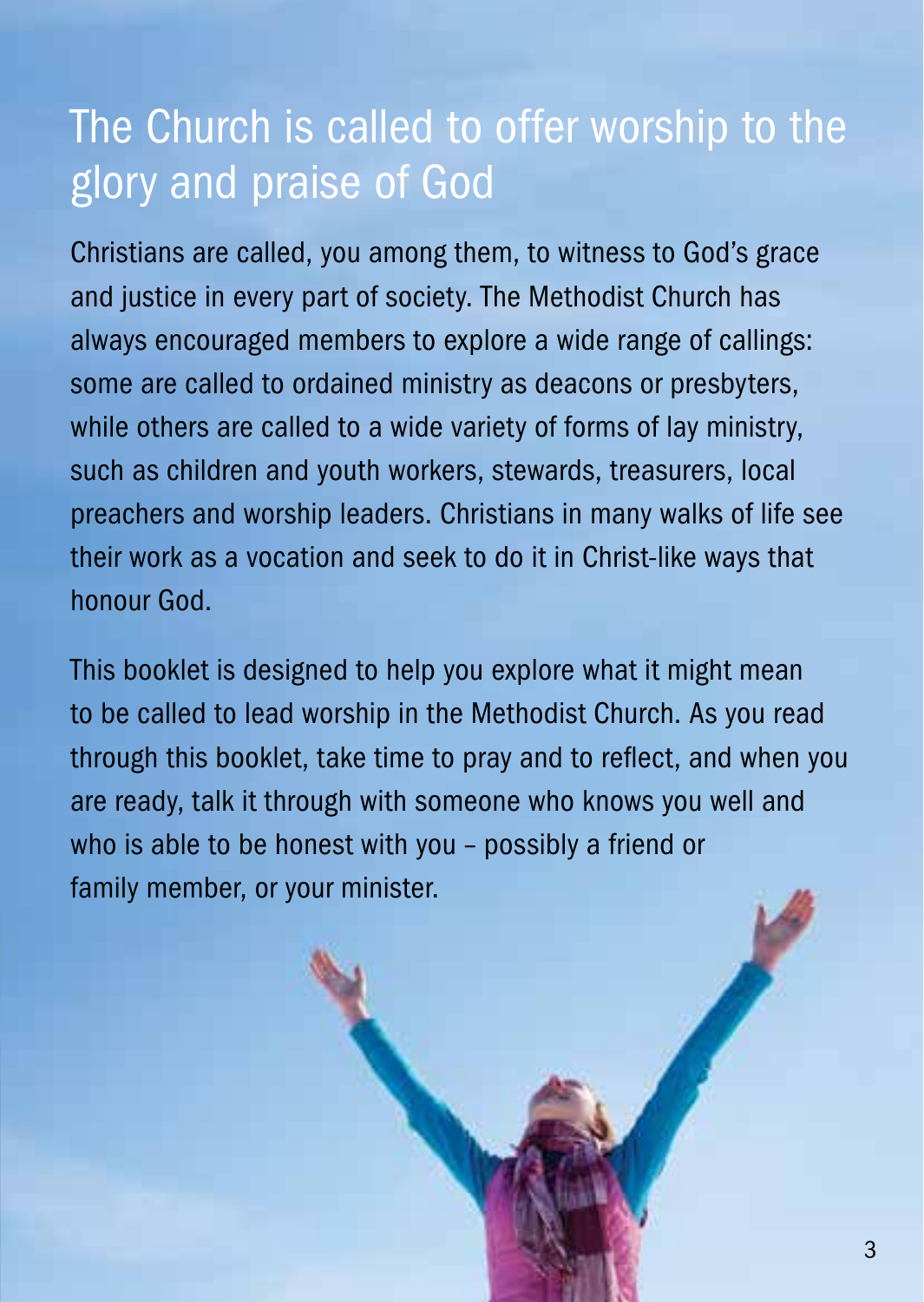# The Church is called to offer worship to the glory and praise of God

Christians are called, you among them, to witness to God's grace and justice in every part of society. The Methodist Church has always encouraged members to explore a wide range of callings: some are called to ordained ministry as deacons or presbyters, while others are called to a wide variety of forms of lay ministry, such as children and youth workers, stewards, treasurers, local preachers and worship leaders. Christians in many walks of life see their work as a vocation and seek to do it in Christ-like ways that honour God.

This booklet is designed to help you explore what it might mean to be called to lead worship in the Methodist Church. As you read through this booklet, take time to pray and to reflect, and when you are ready, talk it through with someone who knows you well and who is able to be honest with you – possibly a friend or family member, or your minister.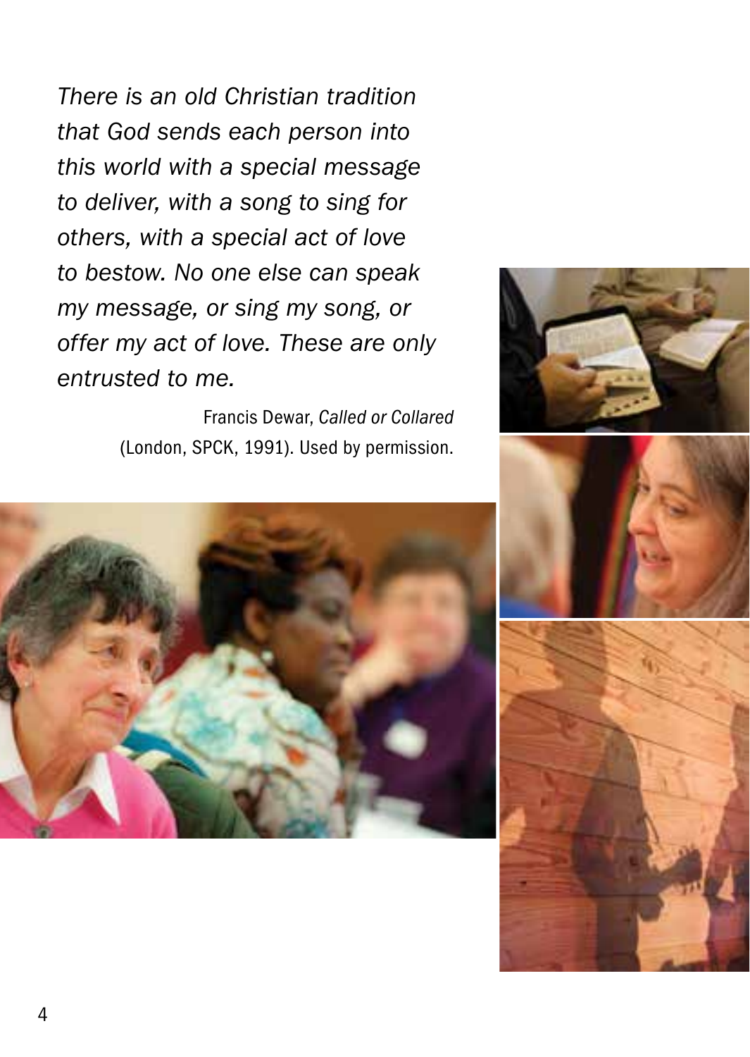*There is an old Christian tradition that God sends each person into this world with a special message to deliver, with a song to sing for others, with a special act of love to bestow. No one else can speak my message, or sing my song, or offer my act of love. These are only entrusted to me.*

Francis Dewar, *Called or Collared* (London, SPCK, 1991). Used by permission.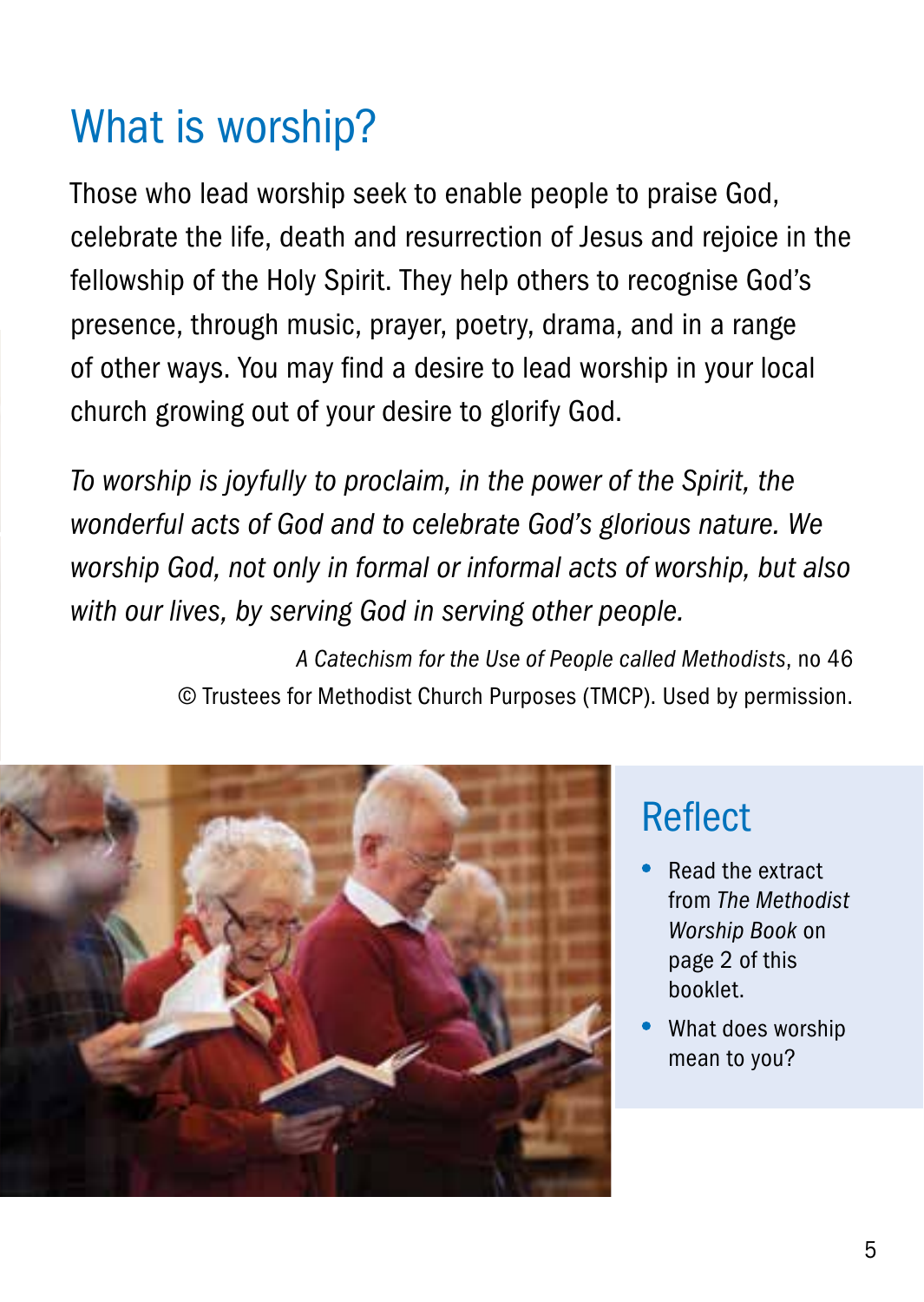# What is worship?

Those who lead worship seek to enable people to praise God, celebrate the life, death and resurrection of Jesus and rejoice in the fellowship of the Holy Spirit. They help others to recognise God's presence, through music, prayer, poetry, drama, and in a range of other ways. You may find a desire to lead worship in your local church growing out of your desire to glorify God.

*To worship is joyfully to proclaim, in the power of the Spirit, the wonderful acts of God and to celebrate God's glorious nature. We worship God, not only in formal or informal acts of worship, but also with our lives, by serving God in serving other people.*

*A Catechism for the Use of People called Methodists*, no 46
© Trustees for Methodist Church Purposes (TMCP). Used by permission.

## Reflect

- Read the extract from *The Methodist Worship Book* on page 2 of this booklet.
- What does worship mean to you?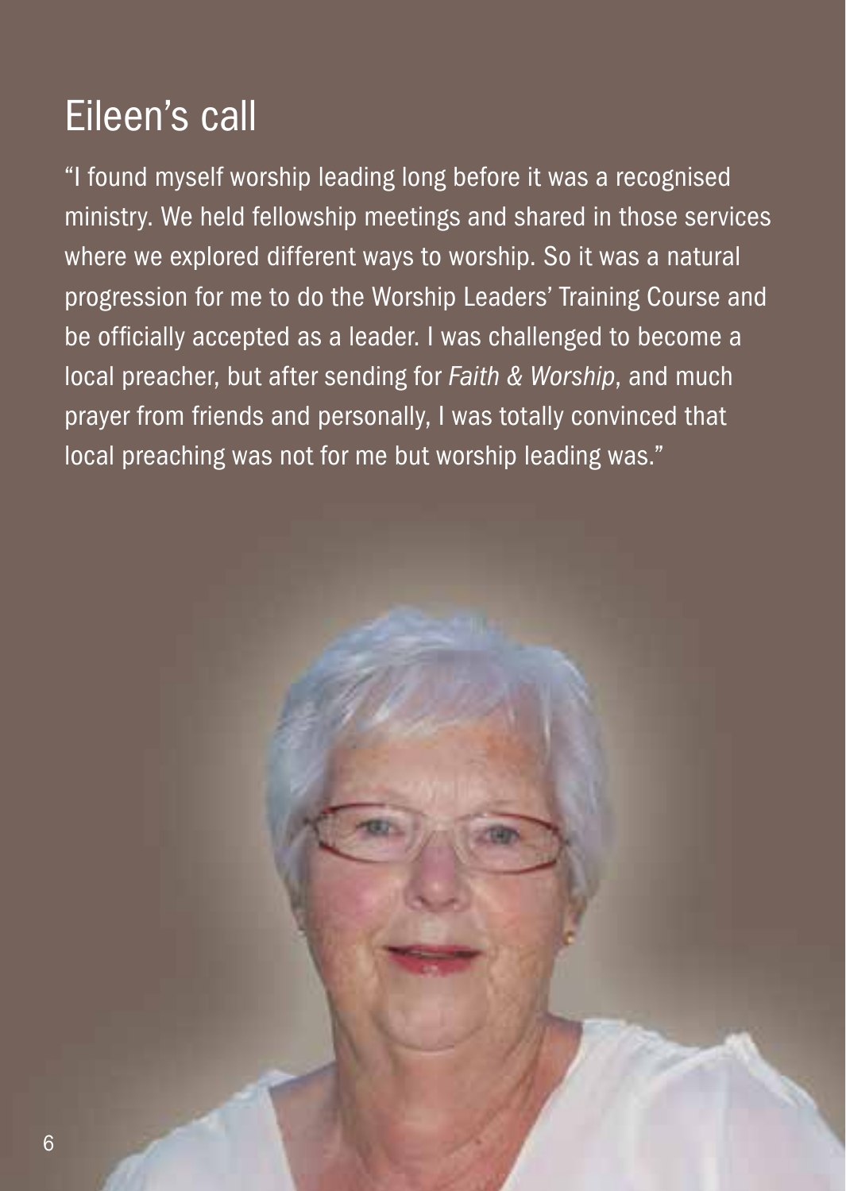## Eileen's call

"I found myself worship leading long before it was a recognised ministry. We held fellowship meetings and shared in those services where we explored different ways to worship. So it was a natural progression for me to do the Worship Leaders' Training Course and be officially accepted as a leader. I was challenged to become a local preacher, but after sending for *Faith & Worship*, and much prayer from friends and personally, I was totally convinced that local preaching was not for me but worship leading was."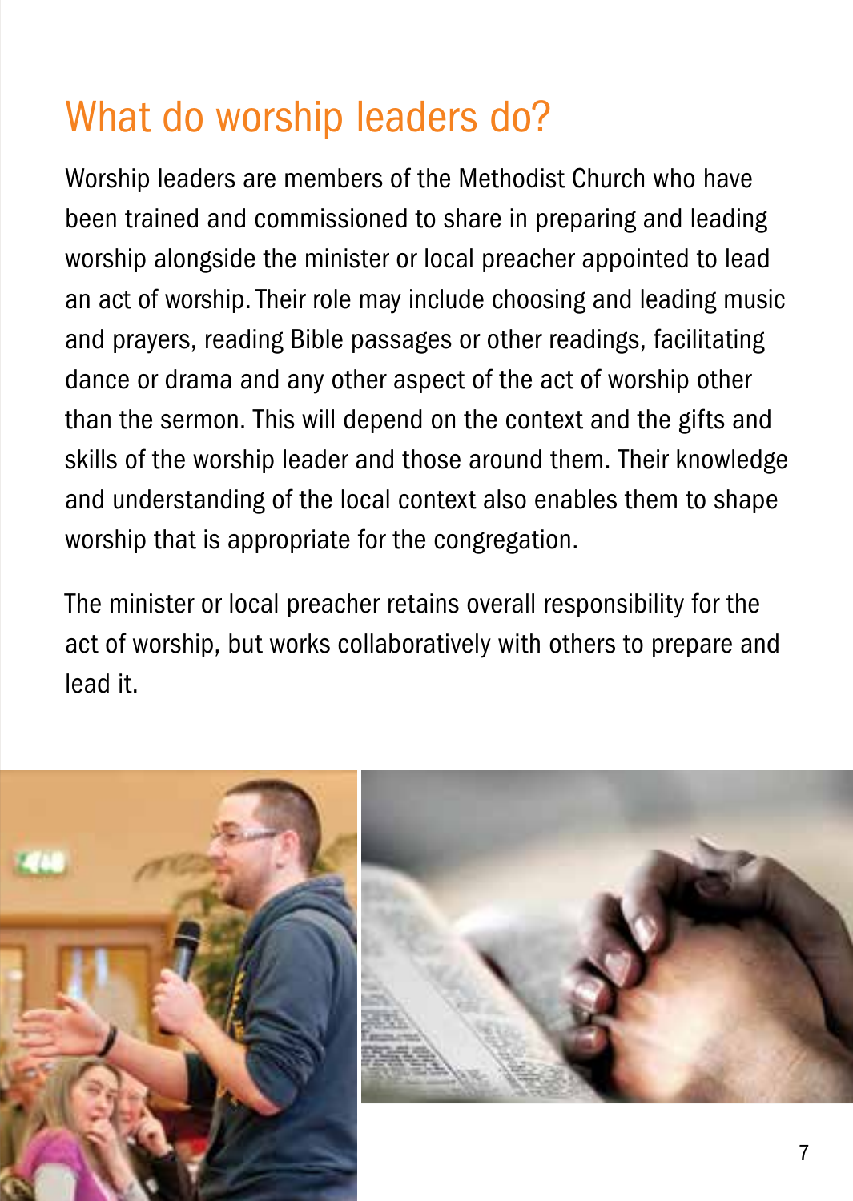# What do worship leaders do?

Worship leaders are members of the Methodist Church who have been trained and commissioned to share in preparing and leading worship alongside the minister or local preacher appointed to lead an act of worship. Their role may include choosing and leading music and prayers, reading Bible passages or other readings, facilitating dance or drama and any other aspect of the act of worship other than the sermon. This will depend on the context and the gifts and skills of the worship leader and those around them. Their knowledge and understanding of the local context also enables them to shape worship that is appropriate for the congregation.

The minister or local preacher retains overall responsibility for the act of worship, but works collaboratively with others to prepare and lead it.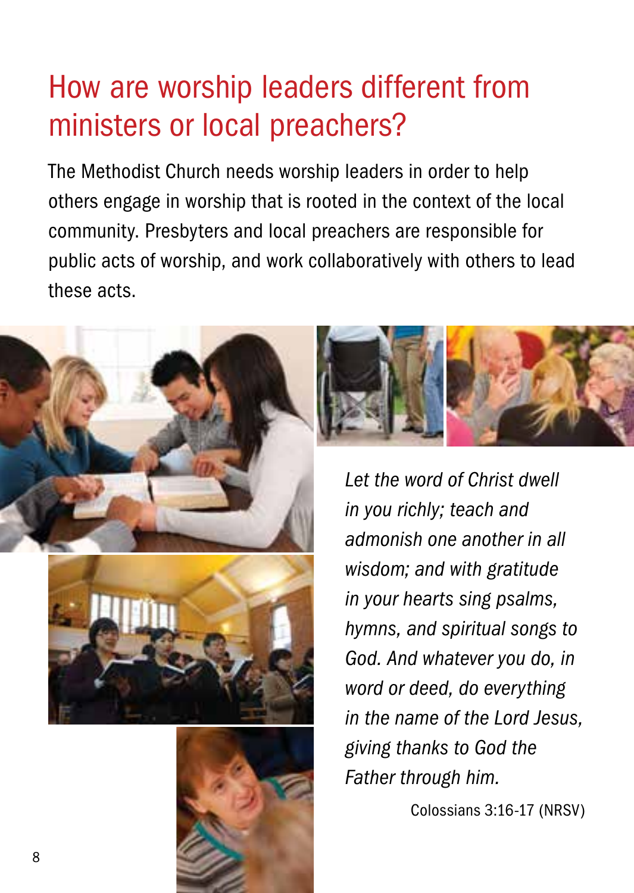# How are worship leaders different from ministers or local preachers?

The Methodist Church needs worship leaders in order to help others engage in worship that is rooted in the context of the local community. Presbyters and local preachers are responsible for public acts of worship, and work collaboratively with others to lead these acts.

*Let the word of Christ dwell in you richly; teach and admonish one another in all wisdom; and with gratitude in your hearts sing psalms, hymns, and spiritual songs to God. And whatever you do, in word or deed, do everything in the name of the Lord Jesus, giving thanks to God the Father through him.*

Colossians 3:16-17 (NRSV)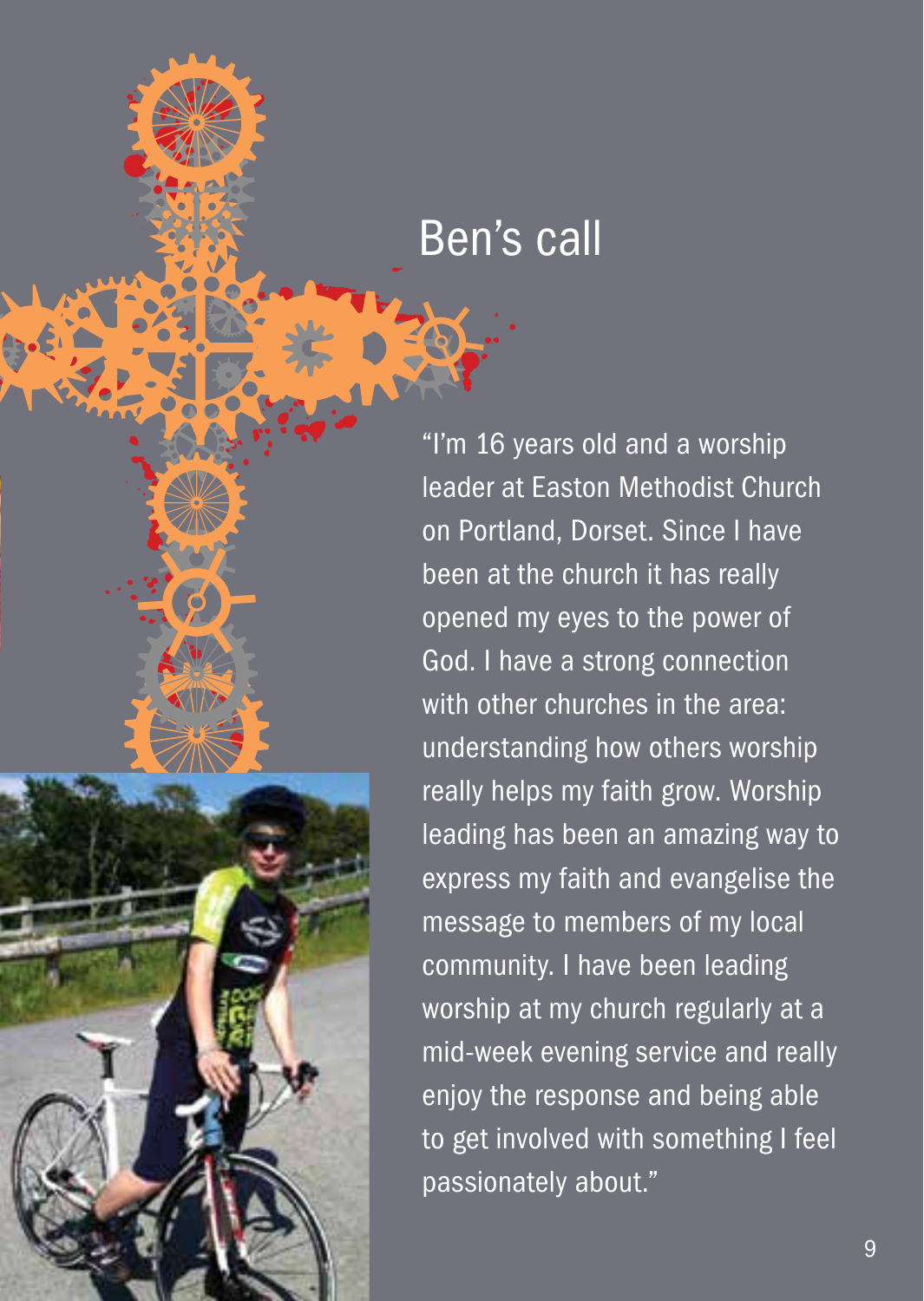# Ben's call

"I'm 16 years old and a worship leader at Easton Methodist Church on Portland, Dorset. Since I have been at the church it has really opened my eyes to the power of God. I have a strong connection with other churches in the area: understanding how others worship really helps my faith grow. Worship leading has been an amazing way to express my faith and evangelise the message to members of my local community. I have been leading worship at my church regularly at a mid-week evening service and really enjoy the response and being able to get involved with something I feel passionately about."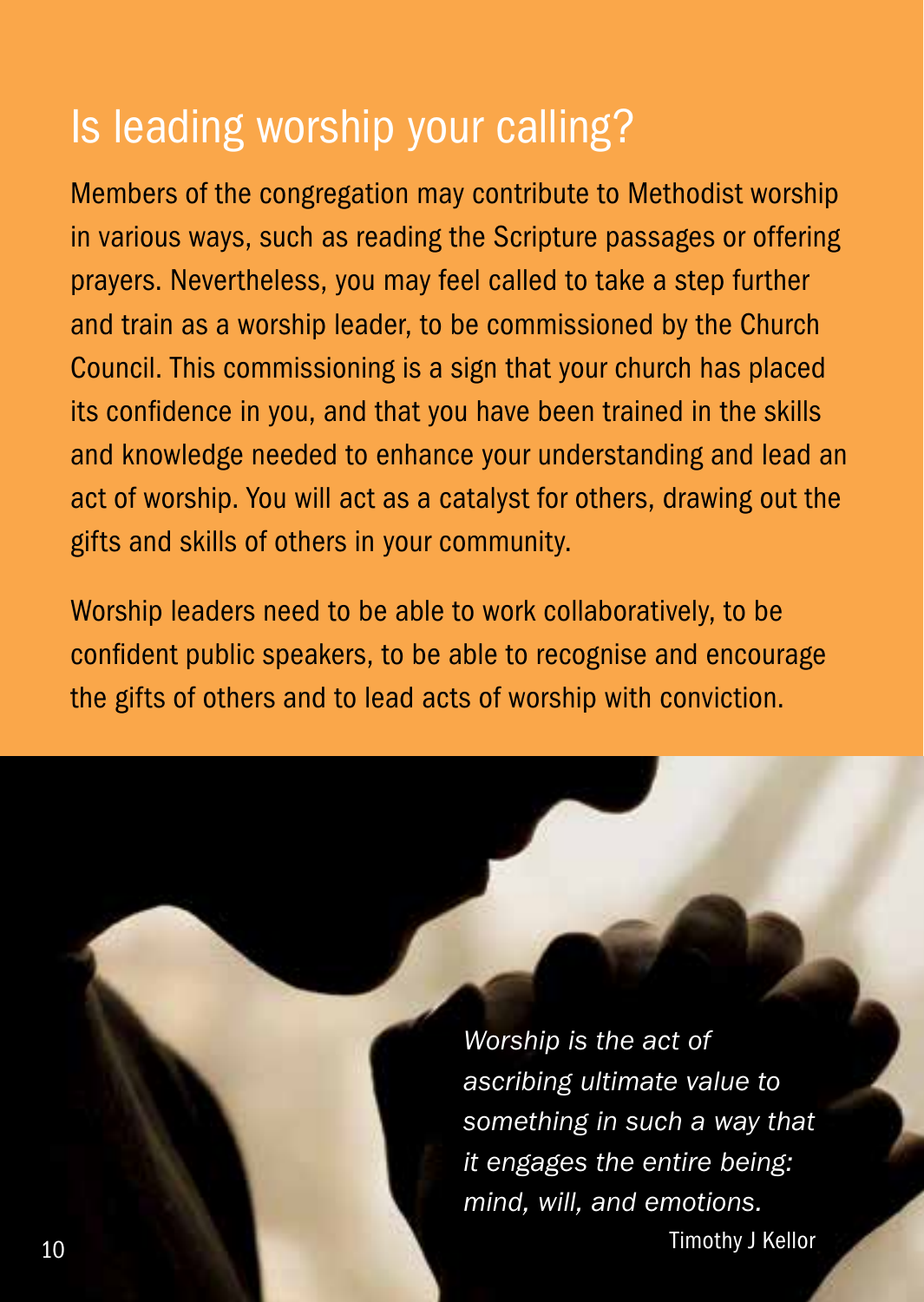# Is leading worship your calling?

Members of the congregation may contribute to Methodist worship in various ways, such as reading the Scripture passages or offering prayers. Nevertheless, you may feel called to take a step further and train as a worship leader, to be commissioned by the Church Council. This commissioning is a sign that your church has placed its confidence in you, and that you have been trained in the skills and knowledge needed to enhance your understanding and lead an act of worship. You will act as a catalyst for others, drawing out the gifts and skills of others in your community.

Worship leaders need to be able to work collaboratively, to be confident public speakers, to be able to recognise and encourage the gifts of others and to lead acts of worship with conviction.

> *Worship is the act of ascribing ultimate value to something in such a way that it engages the entire being: mind, will, and emotions.*
>
> Timothy J Kellor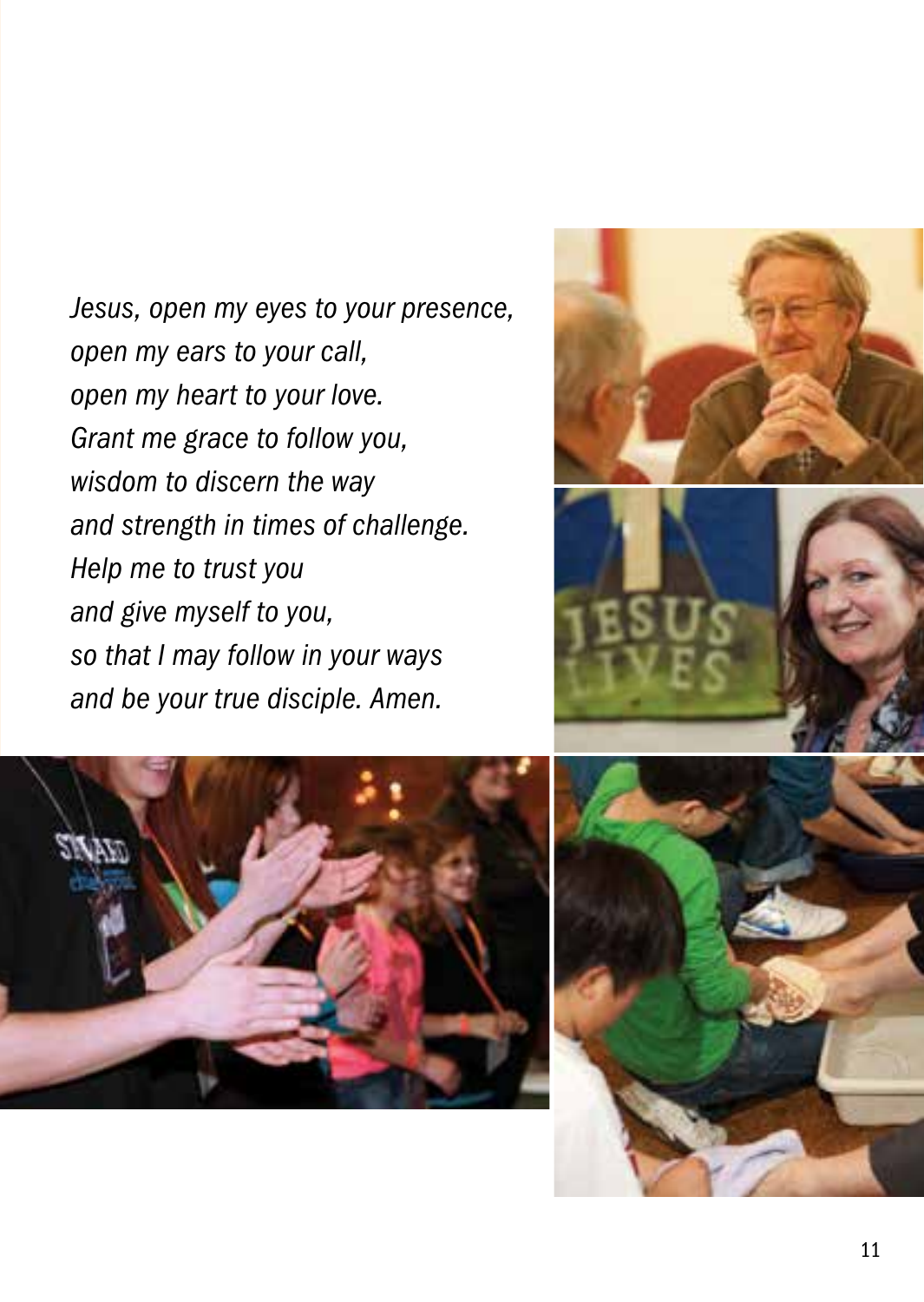*Jesus, open my eyes to your presence,*
*open my ears to your call,*
*open my heart to your love.*
*Grant me grace to follow you,*
*wisdom to discern the way*
*and strength in times of challenge.*
*Help me to trust you*
*and give myself to you,*
*so that I may follow in your ways*
*and be your true disciple. Amen.*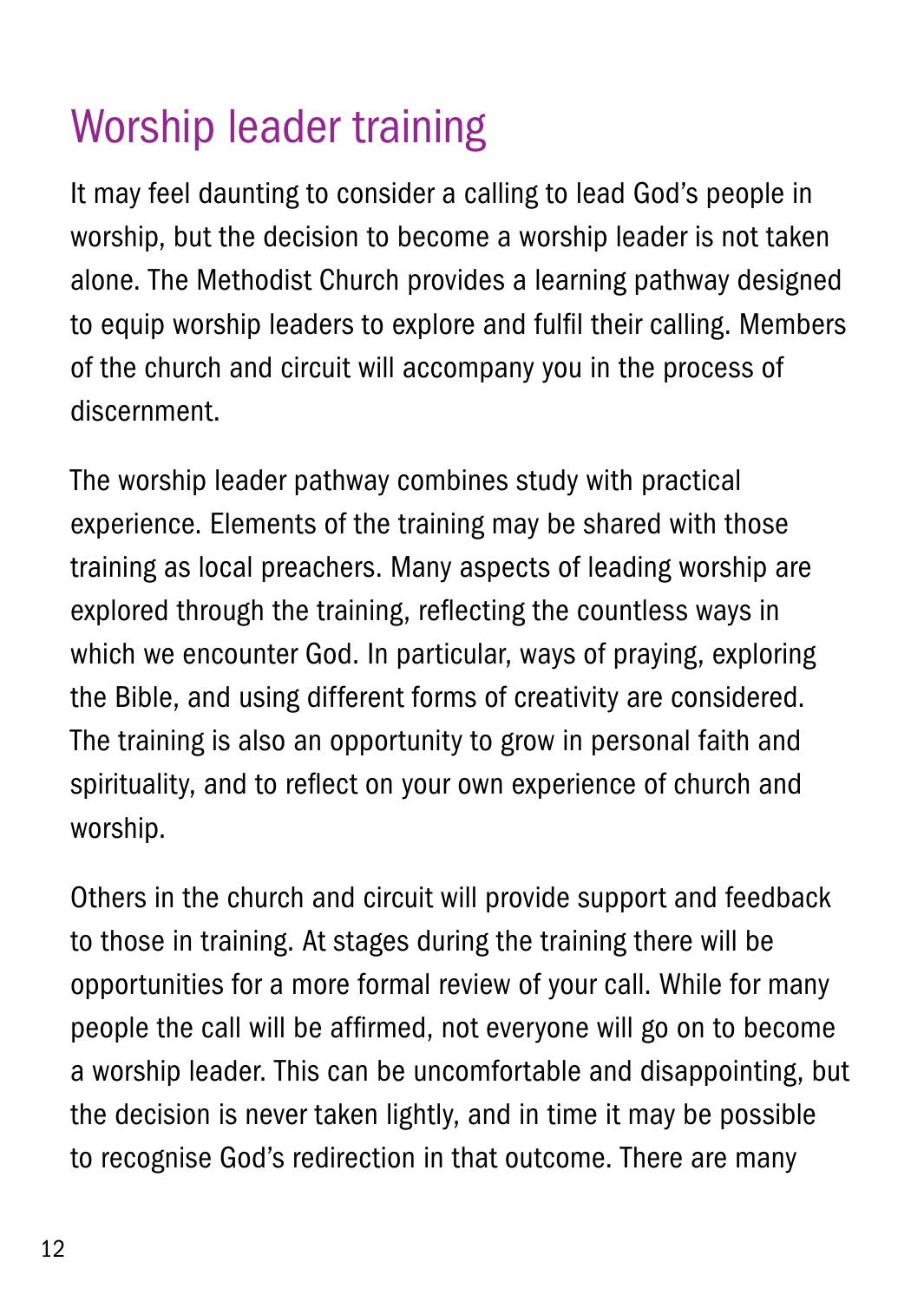# Worship leader training

It may feel daunting to consider a calling to lead God's people in worship, but the decision to become a worship leader is not taken alone. The Methodist Church provides a learning pathway designed to equip worship leaders to explore and fulfil their calling. Members of the church and circuit will accompany you in the process of discernment.

The worship leader pathway combines study with practical experience. Elements of the training may be shared with those training as local preachers. Many aspects of leading worship are explored through the training, reflecting the countless ways in which we encounter God. In particular, ways of praying, exploring the Bible, and using different forms of creativity are considered. The training is also an opportunity to grow in personal faith and spirituality, and to reflect on your own experience of church and worship.

Others in the church and circuit will provide support and feedback to those in training. At stages during the training there will be opportunities for a more formal review of your call. While for many people the call will be affirmed, not everyone will go on to become a worship leader. This can be uncomfortable and disappointing, but the decision is never taken lightly, and in time it may be possible to recognise God's redirection in that outcome. There are many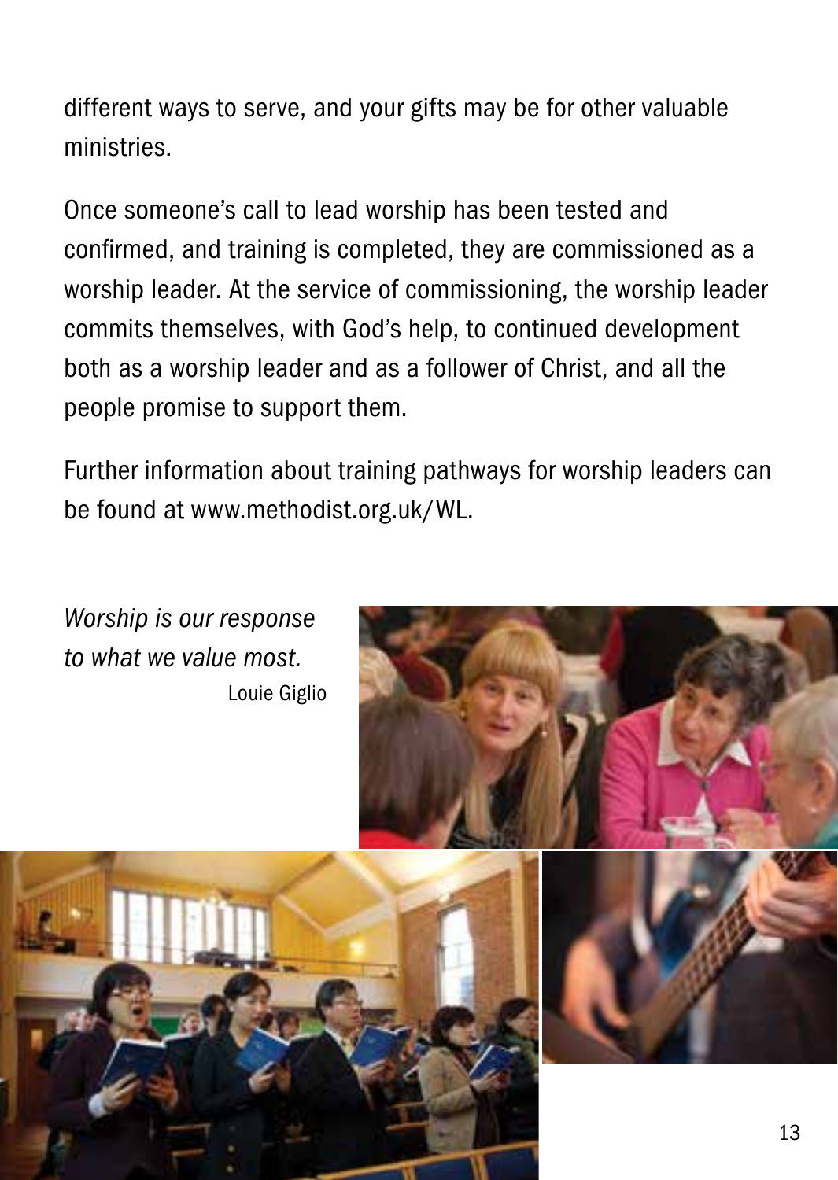different ways to serve, and your gifts may be for other valuable ministries.

Once someone's call to lead worship has been tested and confirmed, and training is completed, they are commissioned as a worship leader. At the service of commissioning, the worship leader commits themselves, with God's help, to continued development both as a worship leader and as a follower of Christ, and all the people promise to support them.

Further information about training pathways for worship leaders can be found at www.methodist.org.uk/WL.

*Worship is our response to what we value most.*
Louie Giglio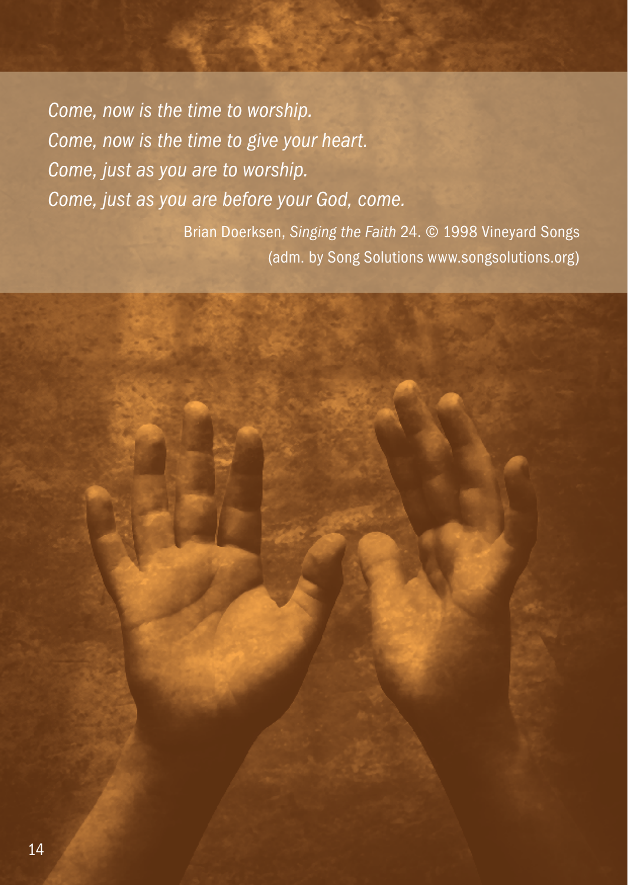*Come, now is the time to worship.*
*Come, now is the time to give your heart.*
*Come, just as you are to worship.*
*Come, just as you are before your God, come.*

Brian Doerksen, *Singing the Faith* 24. © 1998 Vineyard Songs
(adm. by Song Solutions www.songsolutions.org)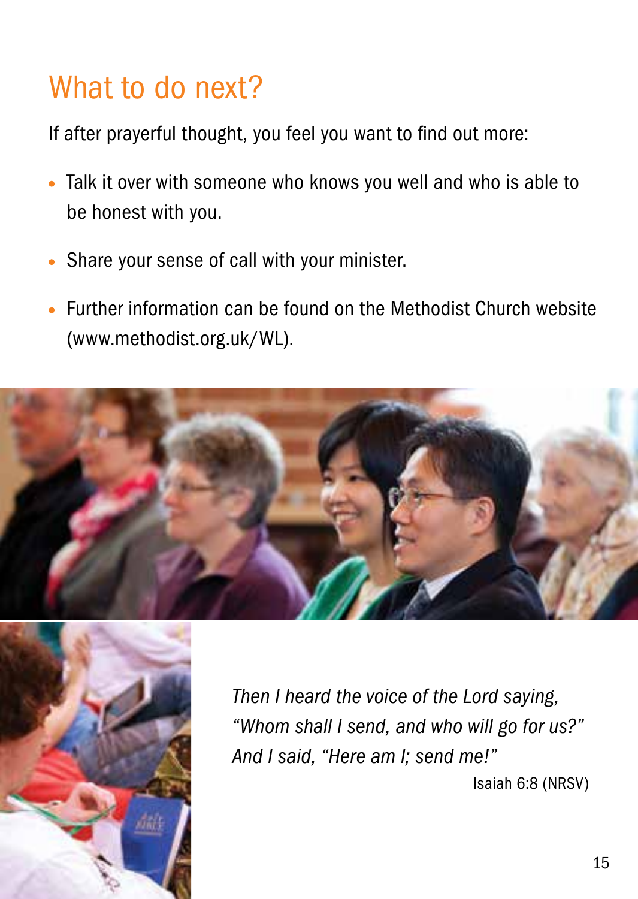# What to do next?

If after prayerful thought, you feel you want to find out more:

- Talk it over with someone who knows you well and who is able to be honest with you.
- Share your sense of call with your minister.
- Further information can be found on the Methodist Church website (www.methodist.org.uk/WL).

*Then I heard the voice of the Lord saying,*
*"Whom shall I send, and who will go for us?"*
*And I said, "Here am I; send me!"*

Isaiah 6:8 (NRSV)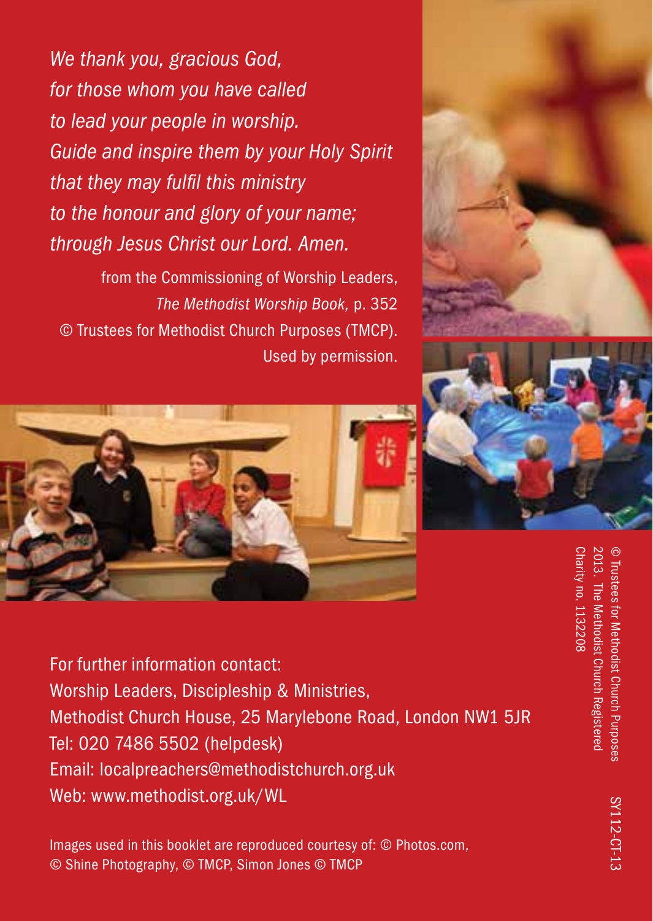*We thank you, gracious God,*
*for those whom you have called*
*to lead your people in worship.*
*Guide and inspire them by your Holy Spirit*
*that they may fulfil this ministry*
*to the honour and glory of your name;*
*through Jesus Christ our Lord. Amen.*

from the Commissioning of Worship Leaders,
*The Methodist Worship Book,* p. 352
© Trustees for Methodist Church Purposes (TMCP).
Used by permission.

For further information contact:
Worship Leaders, Discipleship & Ministries,
Methodist Church House, 25 Marylebone Road, London NW1 5JR
Tel: 020 7486 5502 (helpdesk)
Email: localpreachers@methodistchurch.org.uk
Web: www.methodist.org.uk/WL

Images used in this booklet are reproduced courtesy of: © Photos.com, © Shine Photography, © TMCP, Simon Jones © TMCP

© Trustees for Methodist Church Purposes 2013. The Methodist Church Registered Charity no. 1132208

SY112-CT-13